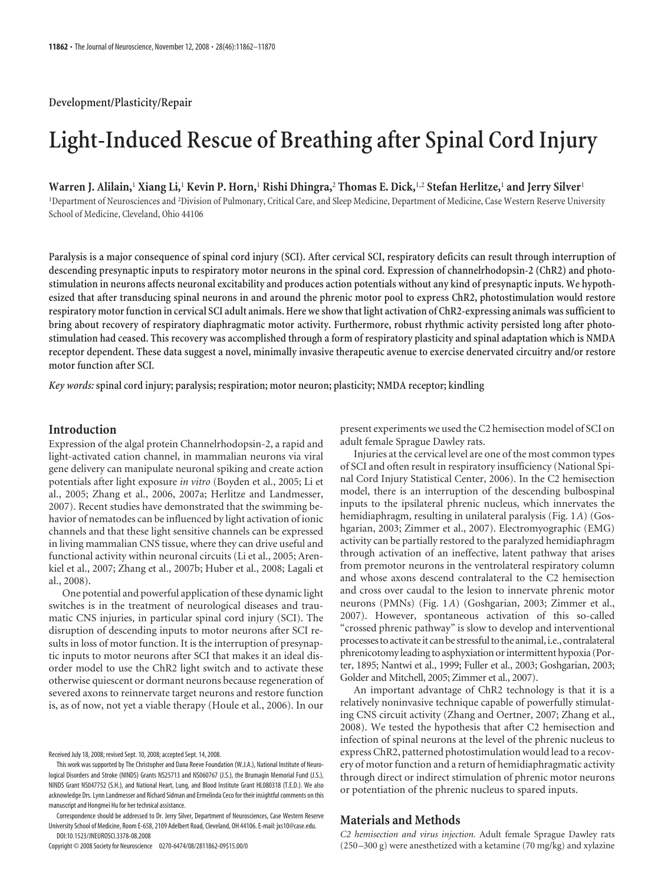Development/Plasticity/Repair

# Light-Induced Rescue of Breathing after Spinal Cord Injury

**Warren J. Alilain,[1] Xiang Li,[1] Kevin P. Horn,[1] Rishi Dhingra,[2] Thomas E. Dick,[1,2] Stefan Herlitze,[1] and Jerry Silver[1]**

[1]Department of Neurosciences and [2]Division of Pulmonary, Critical Care, and Sleep Medicine, Department of Medicine, Case Western Reserve University School of Medicine, Cleveland, Ohio 44106

**Paralysis is a major consequence of spinal cord injury (SCI). After cervical SCI, respiratory deficits can result through interruption of descending presynaptic inputs to respiratory motor neurons in the spinal cord. Expression of channelrhodopsin-2 (ChR2) and photostimulation in neurons affects neuronal excitability and produces action potentials without any kind of presynaptic inputs. We hypothesized that after transducing spinal neurons in and around the phrenic motor pool to express ChR2, photostimulation would restore respiratory motor function in cervical SCI adult animals. Here we show that light activation of ChR2-expressing animals was sufficient to bring about recovery of respiratory diaphragmatic motor activity. Furthermore, robust rhythmic activity persisted long after photostimulation had ceased. This recovery was accomplished through a form of respiratory plasticity and spinal adaptation which is NMDA receptor dependent. These data suggest a novel, minimally invasive therapeutic avenue to exercise denervated circuitry and/or restore motor function after SCI.**

*Key words:* **spinal cord injury; paralysis; respiration; motor neuron; plasticity; NMDA receptor; kindling**

## Introduction

Expression of the algal protein Channelrhodopsin-2, a rapid and light-activated cation channel, in mammalian neurons via viral gene delivery can manipulate neuronal spiking and create action potentials after light exposure *in vitro* (Boyden et al., 2005; Li et al., 2005; Zhang et al., 2006, 2007a; Herlitze and Landmesser, 2007). Recent studies have demonstrated that the swimming behavior of nematodes can be influenced by light activation of ionic channels and that these light sensitive channels can be expressed in living mammalian CNS tissue, where they can drive useful and functional activity within neuronal circuits (Li et al., 2005; Arenkiel et al., 2007; Zhang et al., 2007b; Huber et al., 2008; Lagali et al., 2008).

One potential and powerful application of these dynamic light switches is in the treatment of neurological diseases and traumatic CNS injuries, in particular spinal cord injury (SCI). The disruption of descending inputs to motor neurons after SCI results in loss of motor function. It is the interruption of presynaptic inputs to motor neurons after SCI that makes it an ideal disorder model to use the ChR2 light switch and to activate these otherwise quiescent or dormant neurons because regeneration of severed axons to reinnervate target neurons and restore function is, as of now, not yet a viable therapy (Houle et al., 2006). In our present experiments we used the C2 hemisection model of SCI on adult female Sprague Dawley rats.

Injuries at the cervical level are one of the most common types of SCI and often result in respiratory insufficiency (National Spinal Cord Injury Statistical Center, 2006). In the C2 hemisection model, there is an interruption of the descending bulbospinal inputs to the ipsilateral phrenic nucleus, which innervates the hemidiaphragm, resulting in unilateral paralysis (Fig. 1*A*) (Goshgarian, 2003; Zimmer et al., 2007). Electromyographic (EMG) activity can be partially restored to the paralyzed hemidiaphragm through activation of an ineffective, latent pathway that arises from premotor neurons in the ventrolateral respiratory column and whose axons descend contralateral to the C2 hemisection and cross over caudal to the lesion to innervate phrenic motor neurons (PMNs) (Fig. 1*A*) (Goshgarian, 2003; Zimmer et al., 2007). However, spontaneous activation of this so-called "crossed phrenic pathway" is slow to develop and interventional processes to activate it can be stressful to the animal, i.e., contralateral phrenicotomy leading to asphyxiation or intermittent hypoxia (Porter, 1895; Nantwi et al., 1999; Fuller et al., 2003; Goshgarian, 2003; Golder and Mitchell, 2005; Zimmer et al., 2007).

An important advantage of ChR2 technology is that it is a relatively noninvasive technique capable of powerfully stimulating CNS circuit activity (Zhang and Oertner, 2007; Zhang et al., 2008). We tested the hypothesis that after C2 hemisection and infection of spinal neurons at the level of the phrenic nucleus to express ChR2, patterned photostimulation would lead to a recovery of motor function and a return of hemidiaphragmatic activity through direct or indirect stimulation of phrenic motor neurons or potentiation of the phrenic nucleus to spared inputs.

## Materials and Methods

*C2 hemisection and virus injection.* Adult female Sprague Dawley rats (250–300 g) were anesthetized with a ketamine (70 mg/kg) and xylazine

Received July 18, 2008; revised Sept. 10, 2008; accepted Sept. 14, 2008.

This work was supported by The Christopher and Dana Reeve Foundation (W.J.A.), National Institute of Neurological Disorders and Stroke (NINDS) Grants NS25713 and NS060767 (J.S.), the Brumagin Memorial Fund (J.S.), NINDS Grant NS047752 (S.H.), and National Heart, Lung, and Blood Institute Grant HL080318 (T.E.D.). We also acknowledge Drs. Lynn Landmesser and Richard Sidman and Ermelinda Ceco for their insightful comments on this manuscript and Hongmei Hu for her technical assistance.

Correspondence should be addressed to Dr. Jerry Silver, Department of Neurosciences, Case Western Reserve University School of Medicine, Room E-658, 2109 Adelbert Road, Cleveland, OH 44106. E-mail: jxs10@case.edu.

DOI:10.1523/JNEUROSCI.3378-08.2008

Copyright © 2008 Society for Neuroscience 0270-6474/08/2811862-09$15.00/0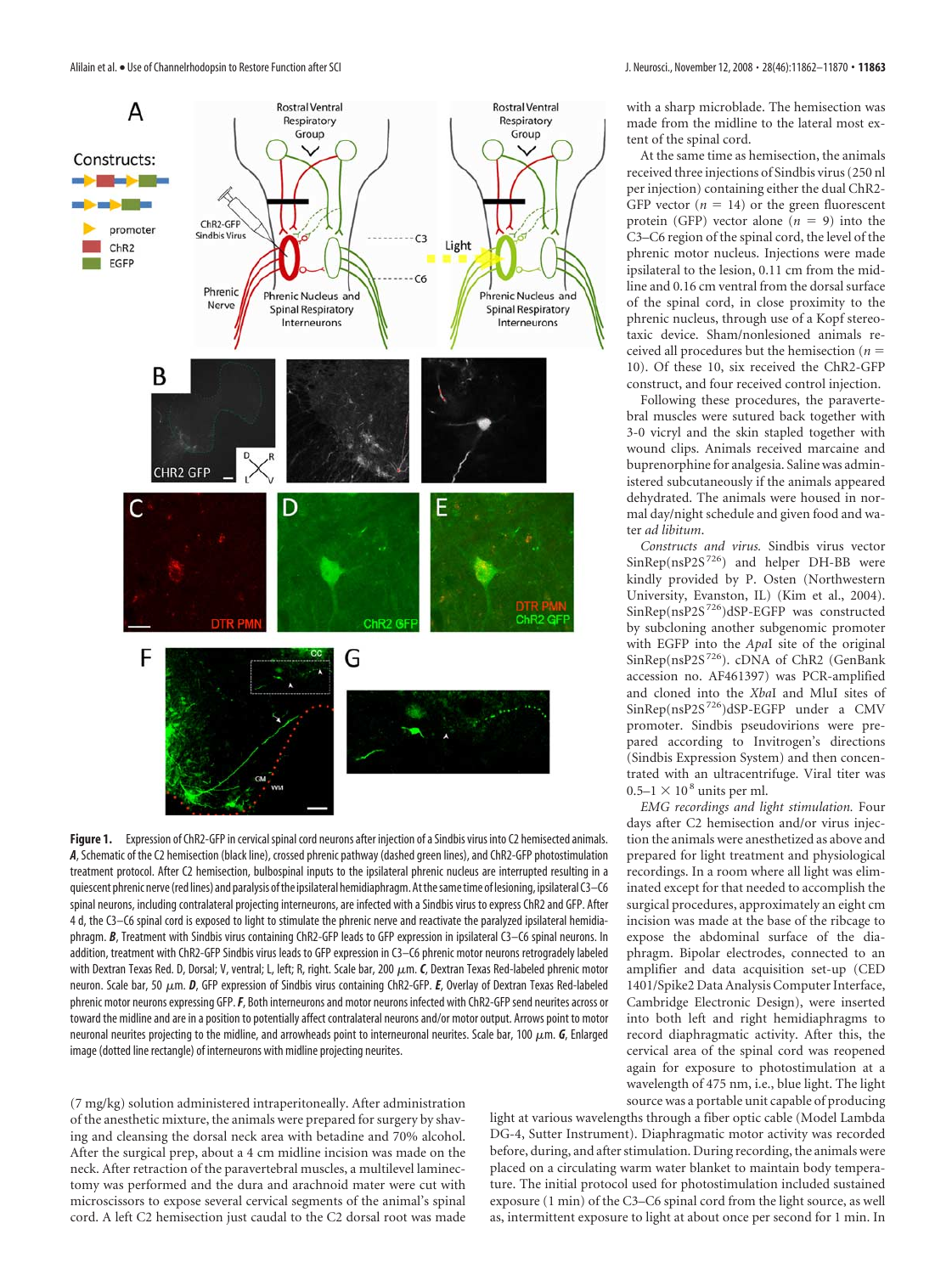**Figure 1.** Expression of ChR2-GFP in cervical spinal cord neurons after injection of a Sindbis virus into C2 hemisected animals. ***A***, Schematic of the C2 hemisection (black line), crossed phrenic pathway (dashed green lines), and ChR2-GFP photostimulation treatment protocol. After C2 hemisection, bulbospinal inputs to the ipsilateral phrenic nucleus are interrupted resulting in a quiescent phrenic nerve (red lines) and paralysis of the ipsilateral hemidiaphragm. At the same time of lesioning, ipsilateral C3–C6 spinal neurons, including contralateral projecting interneurons, are infected with a Sindbis virus to express ChR2 and GFP. After 4 d, the C3–C6 spinal cord is exposed to light to stimulate the phrenic nerve and reactivate the paralyzed ipsilateral hemidiaphragm. ***B***, Treatment with Sindbis virus containing ChR2-GFP leads to GFP expression in ipsilateral C3–C6 spinal neurons. In addition, treatment with ChR2-GFP Sindbis virus leads to GFP expression in C3–C6 phrenic motor neurons retrogradely labeled with Dextran Texas Red. D, Dorsal; V, ventral; L, left; R, right. Scale bar, 200 $\mu$m. ***C***, Dextran Texas Red-labeled phrenic motor neuron. Scale bar, 50 $\mu$m. ***D***, GFP expression of Sindbis virus containing ChR2-GFP. ***E***, Overlay of Dextran Texas Red-labeled phrenic motor neurons expressing GFP. ***F***, Both interneurons and motor neurons infected with ChR2-GFP send neurites across or toward the midline and are in a position to potentially affect contralateral neurons and/or motor output. Arrows point to motor neuronal neurites projecting to the midline, and arrowheads point to interneuronal neurites. Scale bar, 100 $\mu$m. ***G***, Enlarged image (dotted line rectangle) of interneurons with midline projecting neurites.

(7 mg/kg) solution administered intraperitoneally. After administration of the anesthetic mixture, the animals were prepared for surgery by shaving and cleansing the dorsal neck area with betadine and 70% alcohol. After the surgical prep, about a 4 cm midline incision was made on the neck. After retraction of the paravertebral muscles, a multilevel laminectomy was performed and the dura and arachnoid mater were cut with microscissors to expose several cervical segments of the animal's spinal cord. A left C2 hemisection just caudal to the C2 dorsal root was made with a sharp microblade. The hemisection was made from the midline to the lateral most extent of the spinal cord.

At the same time as hemisection, the animals received three injections of Sindbis virus (250 nl per injection) containing either the dual ChR2-GFP vector ($n$ = 14) or the green fluorescent protein (GFP) vector alone ($n$ = 9) into the C3–C6 region of the spinal cord, the level of the phrenic motor nucleus. Injections were made ipsilateral to the lesion, 0.11 cm from the midline and 0.16 cm ventral from the dorsal surface of the spinal cord, in close proximity to the phrenic nucleus, through use of a Kopf stereotaxic device. Sham/nonlesioned animals received all procedures but the hemisection ($n$ = 10). Of these 10, six received the ChR2-GFP construct, and four received control injection.

Following these procedures, the paravertebral muscles were sutured back together with 3-0 vicryl and the skin stapled together with wound clips. Animals received marcaine and buprenorphine for analgesia. Saline was administered subcutaneously if the animals appeared dehydrated. The animals were housed in normal day/night schedule and given food and water *ad libitum*.

*Constructs and virus.* Sindbis virus vector SinRep(nsP2S$^{726}$) and helper DH-BB were kindly provided by P. Osten (Northwestern University, Evanston, IL) (Kim et al., 2004). SinRep(nsP2S$^{726}$)dSP-EGFP was constructed by subcloning another subgenomic promoter with EGFP into the *Apa*I site of the original SinRep(nsP2S$^{726}$). cDNA of ChR2 (GenBank accession no. AF461397) was PCR-amplified and cloned into the *Xba*I and MluI sites of SinRep(nsP2S$^{726}$)dSP-EGFP under a CMV promoter. Sindbis pseudovirions were prepared according to Invitrogen's directions (Sindbis Expression System) and then concentrated with an ultracentrifuge. Viral titer was 0.5–1 × $10^8$ units per ml.

*EMG recordings and light stimulation.* Four days after C2 hemisection and/or virus injection the animals were anesthetized as above and prepared for light treatment and physiological recordings. In a room where all light was eliminated except for that needed to accomplish the surgical procedures, approximately an eight cm incision was made at the base of the ribcage to expose the abdominal surface of the diaphragm. Bipolar electrodes, connected to an amplifier and data acquisition set-up (CED 1401/Spike2 Data Analysis Computer Interface, Cambridge Electronic Design), were inserted into both left and right hemidiaphragms to record diaphragmatic activity. After this, the cervical area of the spinal cord was reopened again for exposure to photostimulation at a wavelength of 475 nm, i.e., blue light. The light source was a portable unit capable of producing light at various wavelengths through a fiber optic cable (Model Lambda DG-4, Sutter Instrument). Diaphragmatic motor activity was recorded before, during, and after stimulation. During recording, the animals were placed on a circulating warm water blanket to maintain body temperature. The initial protocol used for photostimulation included sustained exposure (1 min) of the C3–C6 spinal cord from the light source, as well as, intermittent exposure to light at about once per second for 1 min. In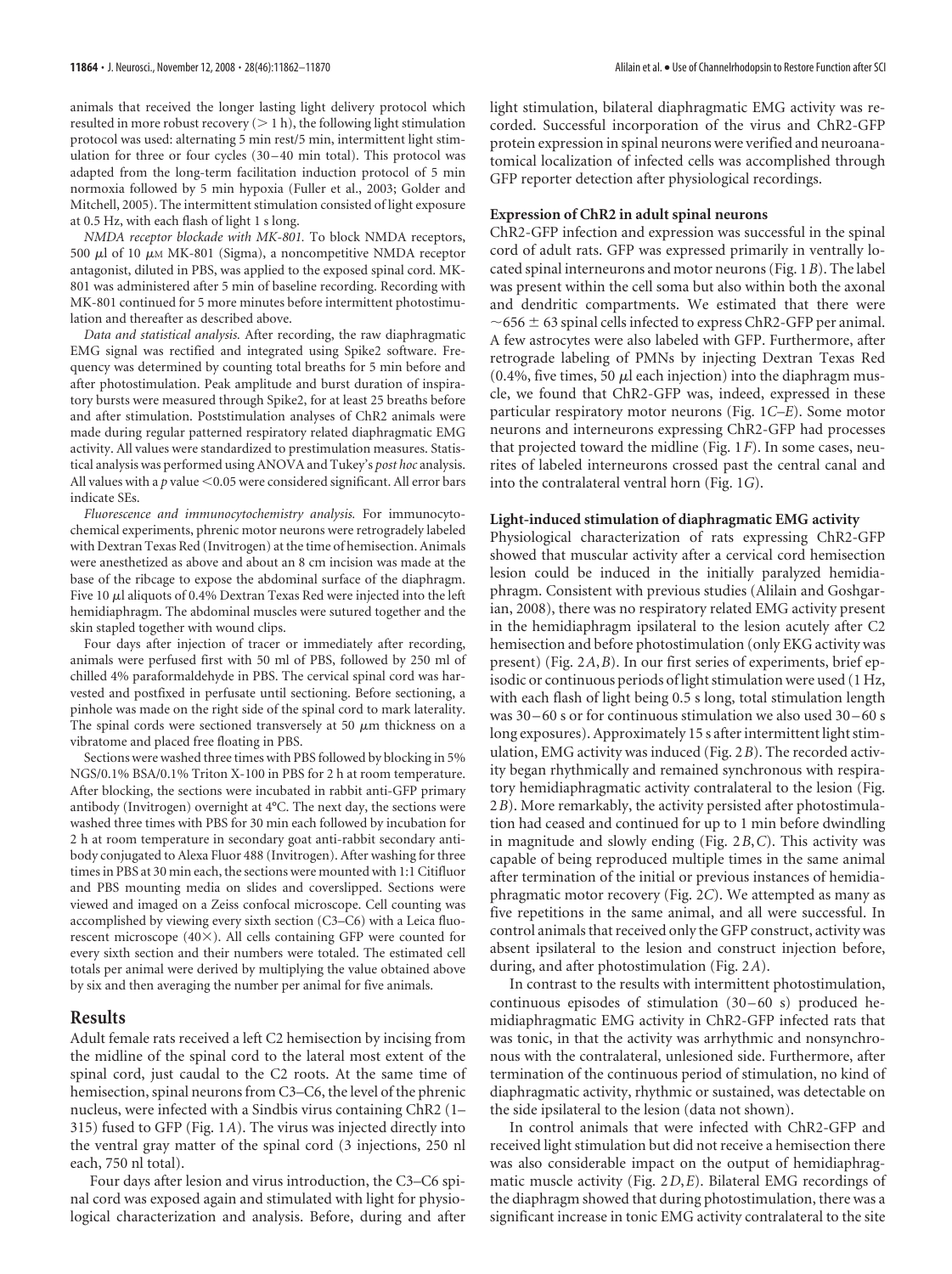animals that received the longer lasting light delivery protocol which resulted in more robust recovery (> 1 h), the following light stimulation protocol was used: alternating 5 min rest/5 min, intermittent light stimulation for three or four cycles (30–40 min total). This protocol was adapted from the long-term facilitation induction protocol of 5 min normoxia followed by 5 min hypoxia (Fuller et al., 2003; Golder and Mitchell, 2005). The intermittent stimulation consisted of light exposure at 0.5 Hz, with each flash of light 1 s long.

*NMDA receptor blockade with MK-801.* To block NMDA receptors, 500 μl of 10 μM MK-801 (Sigma), a noncompetitive NMDA receptor antagonist, diluted in PBS, was applied to the exposed spinal cord. MK-801 was administered after 5 min of baseline recording. Recording with MK-801 continued for 5 more minutes before intermittent photostimulation and thereafter as described above.

*Data and statistical analysis.* After recording, the raw diaphragmatic EMG signal was rectified and integrated using Spike2 software. Frequency was determined by counting total breaths for 5 min before and after photostimulation. Peak amplitude and burst duration of inspiratory bursts were measured through Spike2, for at least 25 breaths before and after stimulation. Poststimulation analyses of ChR2 animals were made during regular patterned respiratory related diaphragmatic EMG activity. All values were standardized to prestimulation measures. Statistical analysis was performed using ANOVA and Tukey's *post hoc* analysis. All values with a $p$ value $<0.05$ were considered significant. All error bars indicate SEs.

*Fluorescence and immunocytochemistry analysis.* For immunocytochemical experiments, phrenic motor neurons were retrogradely labeled with Dextran Texas Red (Invitrogen) at the time of hemisection. Animals were anesthetized as above and about an 8 cm incision was made at the base of the ribcage to expose the abdominal surface of the diaphragm. Five 10 μl aliquots of 0.4% Dextran Texas Red were injected into the left hemidiaphragm. The abdominal muscles were sutured together and the skin stapled together with wound clips.

Four days after injection of tracer or immediately after recording, animals were perfused first with 50 ml of PBS, followed by 250 ml of chilled 4% paraformaldehyde in PBS. The cervical spinal cord was harvested and postfixed in perfusate until sectioning. Before sectioning, a pinhole was made on the right side of the spinal cord to mark laterality. The spinal cords were sectioned transversely at 50 μm thickness on a vibratome and placed free floating in PBS.

Sections were washed three times with PBS followed by blocking in 5% NGS/0.1% BSA/0.1% Triton X-100 in PBS for 2 h at room temperature. After blocking, the sections were incubated in rabbit anti-GFP primary antibody (Invitrogen) overnight at 4°C. The next day, the sections were washed three times with PBS for 30 min each followed by incubation for 2 h at room temperature in secondary goat anti-rabbit secondary antibody conjugated to Alexa Fluor 488 (Invitrogen). After washing for three times in PBS at 30 min each, the sections were mounted with 1:1 Citifluor and PBS mounting media on slides and coverslipped. Sections were viewed and imaged on a Zeiss confocal microscope. Cell counting was accomplished by viewing every sixth section (C3–C6) with a Leica fluorescent microscope (40×). All cells containing GFP were counted for every sixth section and their numbers were totaled. The estimated cell totals per animal were derived by multiplying the value obtained above by six and then averaging the number per animal for five animals.

## Results

Adult female rats received a left C2 hemisection by incising from the midline of the spinal cord to the lateral most extent of the spinal cord, just caudal to the C2 roots. At the same time of hemisection, spinal neurons from C3–C6, the level of the phrenic nucleus, were infected with a Sindbis virus containing ChR2 (1–315) fused to GFP (Fig. 1*A*). The virus was injected directly into the ventral gray matter of the spinal cord (3 injections, 250 nl each, 750 nl total).

Four days after lesion and virus introduction, the C3–C6 spinal cord was exposed again and stimulated with light for physiological characterization and analysis. Before, during and after light stimulation, bilateral diaphragmatic EMG activity was recorded. Successful incorporation of the virus and ChR2-GFP protein expression in spinal neurons were verified and neuroanatomical localization of infected cells was accomplished through GFP reporter detection after physiological recordings.

### Expression of ChR2 in adult spinal neurons

ChR2-GFP infection and expression was successful in the spinal cord of adult rats. GFP was expressed primarily in ventrally located spinal interneurons and motor neurons (Fig. 1*B*). The label was present within the cell soma but also within both the axonal and dendritic compartments. We estimated that there were ~656 ± 63 spinal cells infected to express ChR2-GFP per animal. A few astrocytes were also labeled with GFP. Furthermore, after retrograde labeling of PMNs by injecting Dextran Texas Red (0.4%, five times, 50 μl each injection) into the diaphragm muscle, we found that ChR2-GFP was, indeed, expressed in these particular respiratory motor neurons (Fig. 1*C–E*). Some motor neurons and interneurons expressing ChR2-GFP had processes that projected toward the midline (Fig. 1*F*). In some cases, neurites of labeled interneurons crossed past the central canal and into the contralateral ventral horn (Fig. 1*G*).

### Light-induced stimulation of diaphragmatic EMG activity

Physiological characterization of rats expressing ChR2-GFP showed that muscular activity after a cervical cord hemisection lesion could be induced in the initially paralyzed hemidiaphragm. Consistent with previous studies (Alilain and Goshgarian, 2008), there was no respiratory related EMG activity present in the hemidiaphragm ipsilateral to the lesion acutely after C2 hemisection and before photostimulation (only EKG activity was present) (Fig. 2*A*,*B*). In our first series of experiments, brief episodic or continuous periods of light stimulation were used (1 Hz, with each flash of light being 0.5 s long, total stimulation length was 30–60 s or for continuous stimulation we also used 30–60 s long exposures). Approximately 15 s after intermittent light stimulation, EMG activity was induced (Fig. 2*B*). The recorded activity began rhythmically and remained synchronous with respiratory hemidiaphragmatic activity contralateral to the lesion (Fig. 2*B*). More remarkably, the activity persisted after photostimulation had ceased and continued for up to 1 min before dwindling in magnitude and slowly ending (Fig. 2*B*,*C*). This activity was capable of being reproduced multiple times in the same animal after termination of the initial or previous instances of hemidiaphragmatic motor recovery (Fig. 2*C*). We attempted as many as five repetitions in the same animal, and all were successful. In control animals that received only the GFP construct, activity was absent ipsilateral to the lesion and construct injection before, during, and after photostimulation (Fig. 2*A*).

In contrast to the results with intermittent photostimulation, continuous episodes of stimulation (30–60 s) produced hemidiaphragmatic EMG activity in ChR2-GFP infected rats that was tonic, in that the activity was arrhythmic and nonsynchronous with the contralateral, unlesioned side. Furthermore, after termination of the continuous period of stimulation, no kind of diaphragmatic activity, rhythmic or sustained, was detectable on the side ipsilateral to the lesion (data not shown).

In control animals that were infected with ChR2-GFP and received light stimulation but did not receive a hemisection there was also considerable impact on the output of hemidiaphragmatic muscle activity (Fig. 2*D*,*E*). Bilateral EMG recordings of the diaphragm showed that during photostimulation, there was a significant increase in tonic EMG activity contralateral to the site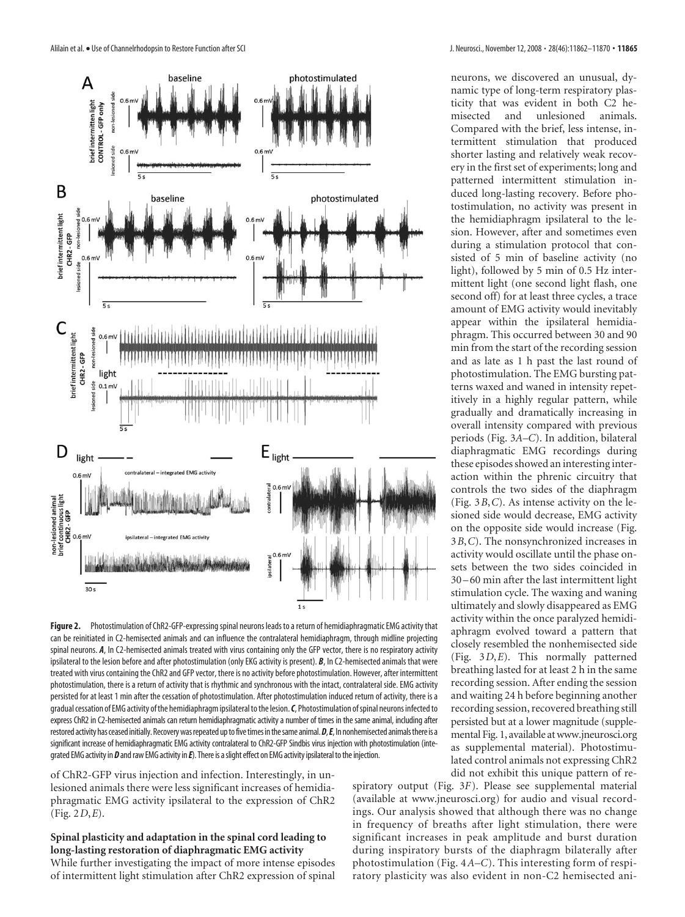**Figure 2.** Photostimulation of ChR2-GFP-expressing spinal neurons leads to a return of hemidiaphragmatic EMG activity that can be reinitiated in C2-hemisected animals and can influence the contralateral hemidiaphragm, through midline projecting spinal neurons. ***A***, In C2-hemisected animals treated with virus containing only the GFP vector, there is no respiratory activity ipsilateral to the lesion before and after photostimulation (only EKG activity is present). ***B***, In C2-hemisected animals that were treated with virus containing the ChR2 and GFP vector, there is no activity before photostimulation. However, after intermittent photostimulation, there is a return of activity that is rhythmic and synchronous with the intact, contralateral side. EMG activity persisted for at least 1 min after the cessation of photostimulation. After photostimulation induced return of activity, there is a gradual cessation of EMG activity of the hemidiaphragm ipsilateral to the lesion. ***C***, Photostimulation of spinal neurons infected to express ChR2 in C2-hemisected animals can return hemidiaphragmatic activity a number of times in the same animal, including after restored activity has ceased initially. Recovery was repeated up to five times in the same animal. ***D***, ***E***, In nonhemisected animals there is a significant increase of hemidiaphragmatic EMG activity contralateral to ChR2-GFP Sindbis virus injection with photostimulation (integrated EMG activity in ***D*** and raw EMG activity in ***E***). There is a slight effect on EMG activity ipsilateral to the injection.

of ChR2-GFP virus injection and infection. Interestingly, in unlesioned animals there were less significant increases of hemidiaphragmatic EMG activity ipsilateral to the expression of ChR2 (Fig. 2*D*,*E*).

### Spinal plasticity and adaptation in the spinal cord leading to long-lasting restoration of diaphragmatic EMG activity

While further investigating the impact of more intense episodes of intermittent light stimulation after ChR2 expression of spinal neurons, we discovered an unusual, dynamic type of long-term respiratory plasticity that was evident in both C2 hemisected and unlesioned animals. Compared with the brief, less intense, intermittent stimulation that produced shorter lasting and relatively weak recovery in the first set of experiments; long and patterned intermittent stimulation induced long-lasting recovery. Before photostimulation, no activity was present in the hemidiaphragm ipsilateral to the lesion. However, after and sometimes even during a stimulation protocol that consisted of 5 min of baseline activity (no light), followed by 5 min of 0.5 Hz intermittent light (one second light flash, one second off) for at least three cycles, a trace amount of EMG activity would inevitably appear within the ipsilateral hemidiaphragm. This occurred between 30 and 90 min from the start of the recording session and as late as 1 h past the last round of photostimulation. The EMG bursting patterns waxed and waned in intensity repetitively in a highly regular pattern, while gradually and dramatically increasing in overall intensity compared with previous periods (Fig. 3*A*–*C*). In addition, bilateral diaphragmatic EMG recordings during these episodes showed an interesting interaction within the phrenic circuitry that controls the two sides of the diaphragm (Fig. 3*B*,*C*). As intense activity on the lesioned side would decrease, EMG activity on the opposite side would increase (Fig. 3*B*,*C*). The nonsynchronized increases in activity would oscillate until the phase onsets between the two sides coincided in 30–60 min after the last intermittent light stimulation cycle. The waxing and waning ultimately and slowly disappeared as EMG activity within the once paralyzed hemidiaphragm evolved toward a pattern that closely resembled the nonhemisected side (Fig. 3*D*,*E*). This normally patterned breathing lasted for at least 2 h in the same recording session. After ending the session and waiting 24 h before beginning another recording session, recovered breathing still persisted but at a lower magnitude (supplemental Fig. 1, available at www.jneurosci.org as supplemental material). Photostimulated control animals not expressing ChR2 did not exhibit this unique pattern of respiratory output (Fig. 3*F*). Please see supplemental material (available at www.jneurosci.org) for audio and visual recordings. Our analysis showed that although there was no change in frequency of breaths after light stimulation, there were significant increases in peak amplitude and burst duration during inspiratory bursts of the diaphragm bilaterally after photostimulation (Fig. 4*A*–*C*). This interesting form of respiratory plasticity was also evident in non-C2 hemisected ani-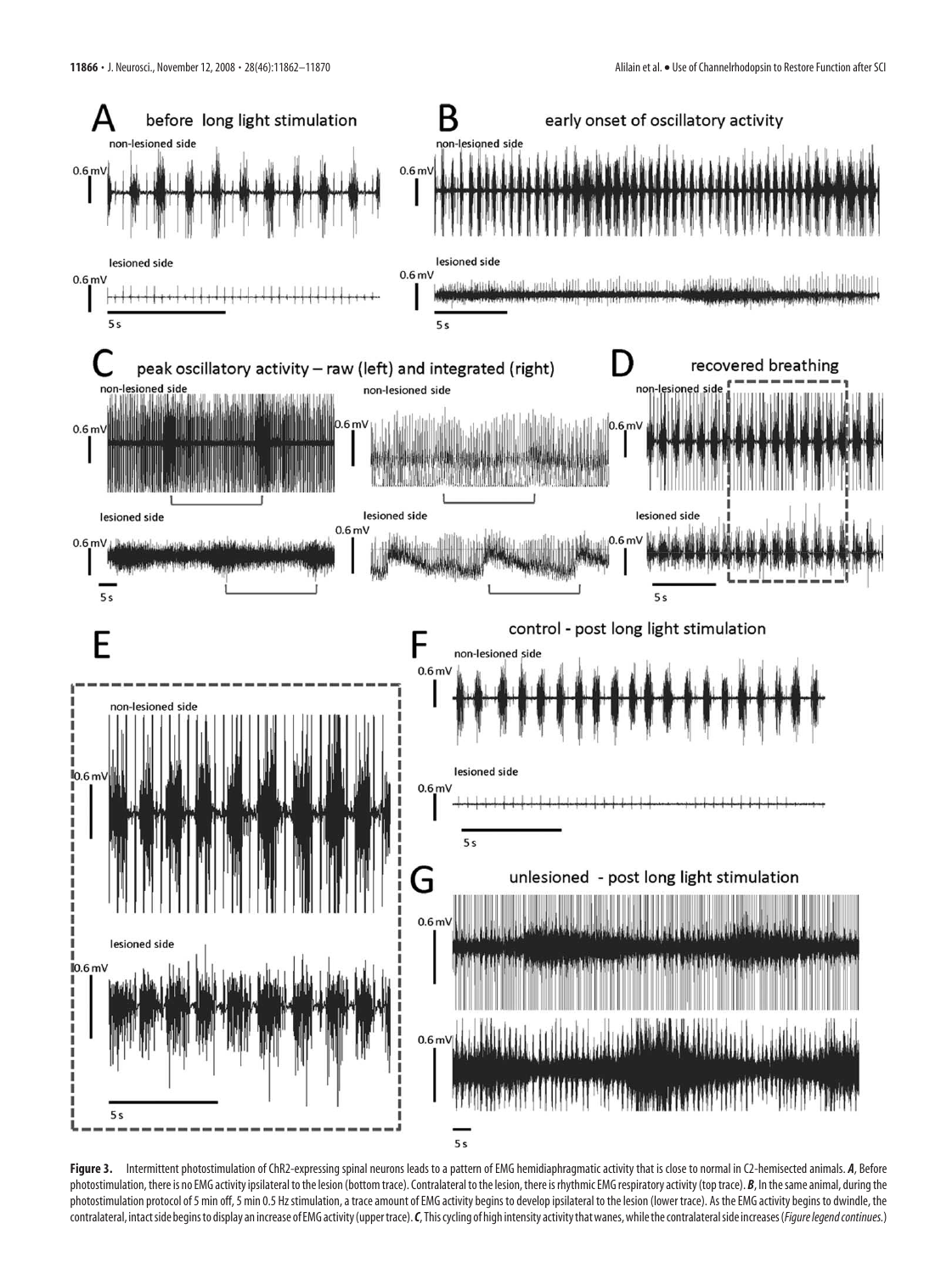**Figure 3.** Intermittent photostimulation of ChR2-expressing spinal neurons leads to a pattern of EMG hemidiaphragmatic activity that is close to normal in C2-hemisected animals. ***A***, Before photostimulation, there is no EMG activity ipsilateral to the lesion (bottom trace). Contralateral to the lesion, there is rhythmic EMG respiratory activity (top trace). ***B***, In the same animal, during the photostimulation protocol of 5 min off, 5 min 0.5 Hz stimulation, a trace amount of EMG activity begins to develop ipsilateral to the lesion (lower trace). As the EMG activity begins to dwindle, the contralateral, intact side begins to display an increase of EMG activity (upper trace). ***C***, This cycling of high intensity activity that wanes, while the contralateral side increases (*Figure legend continues.*)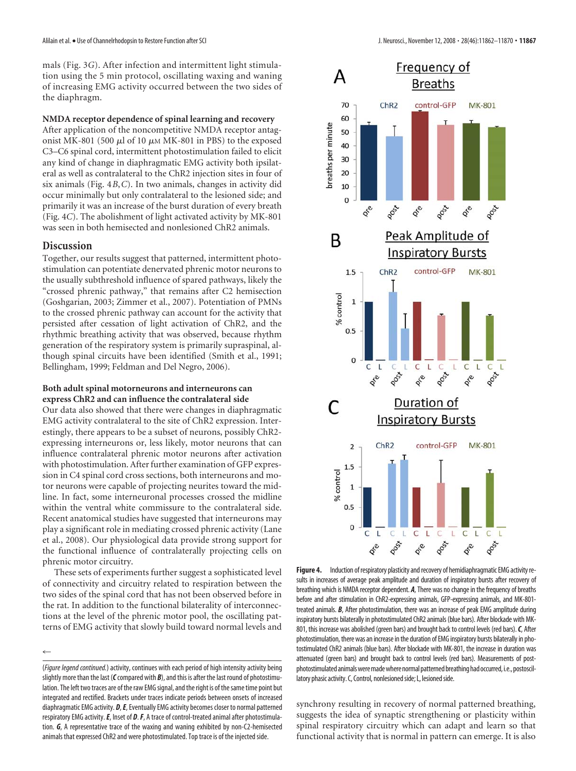mals (Fig. 3*G*). After infection and intermittent light stimulation using the 5 min protocol, oscillating waxing and waning of increasing EMG activity occurred between the two sides of the diaphragm.

### NMDA receptor dependence of spinal learning and recovery

After application of the noncompetitive NMDA receptor antagonist MK-801 (500 μl of 10 μM MK-801 in PBS) to the exposed C3–C6 spinal cord, intermittent photostimulation failed to elicit any kind of change in diaphragmatic EMG activity both ipsilateral as well as contralateral to the ChR2 injection sites in four of six animals (Fig. 4*B*,*C*). In two animals, changes in activity did occur minimally but only contralateral to the lesioned side; and primarily it was an increase of the burst duration of every breath (Fig. 4*C*). The abolishment of light activated activity by MK-801 was seen in both hemisected and nonlesioned ChR2 animals.

## Discussion

Together, our results suggest that patterned, intermittent photostimulation can potentiate denervated phrenic motor neurons to the usually subthreshold influence of spared pathways, likely the "crossed phrenic pathway," that remains after C2 hemisection (Goshgarian, 2003; Zimmer et al., 2007). Potentiation of PMNs to the crossed phrenic pathway can account for the activity that persisted after cessation of light activation of ChR2, and the rhythmic breathing activity that was observed, because rhythm generation of the respiratory system is primarily supraspinal, although spinal circuits have been identified (Smith et al., 1991; Bellingham, 1999; Feldman and Del Negro, 2006).

### Both adult spinal motorneurons and interneurons can express ChR2 and can influence the contralateral side

Our data also showed that there were changes in diaphragmatic EMG activity contralateral to the site of ChR2 expression. Interestingly, there appears to be a subset of neurons, possibly ChR2-expressing interneurons or, less likely, motor neurons that can influence contralateral phrenic motor neurons after activation with photostimulation. After further examination of GFP expression in C4 spinal cord cross sections, both interneurons and motor neurons were capable of projecting neurites toward the midline. In fact, some interneuronal processes crossed the midline within the ventral white commissure to the contralateral side. Recent anatomical studies have suggested that interneurons may play a significant role in mediating crossed phrenic activity (Lane et al., 2008). Our physiological data provide strong support for the functional influence of contralaterally projecting cells on phrenic motor circuitry.

These sets of experiments further suggest a sophisticated level of connectivity and circuitry related to respiration between the two sides of the spinal cord that has not been observed before in the rat. In addition to the functional bilaterality of interconnections at the level of the phrenic motor pool, the oscillating patterns of EMG activity that slowly build toward normal levels and synchrony resulting in recovery of normal patterned breathing, suggests the idea of synaptic strengthening or plasticity within spinal respiratory circuitry which can adapt and learn so that functional activity that is normal in pattern can emerge. It is also

←

(*Figure legend continued.*) activity, continues with each period of high intensity activity being slightly more than the last (***C*** compared with ***B***), and this is after the last round of photostimulation. The left two traces are of the raw EMG signal, and the right is of the same time point but integrated and rectified. Brackets under traces indicate periods between onsets of increased diaphragmatic EMG activity. ***D***, ***E***, Eventually EMG activity becomes closer to normal patterned respiratory EMG activity. ***E***, Inset of ***D***. ***F***, A trace of control-treated animal after photostimulation. ***G***, A representative trace of the waxing and waning exhibited by non-C2-hemisected animals that expressed ChR2 and were photostimulated. Top trace is of the injected side.

**Figure 4.** Induction of respiratory plasticity and recovery of hemidiaphragmatic EMG activity results in increases of average peak amplitude and duration of inspiratory bursts after recovery of breathing which is NMDA receptor dependent. ***A***, There was no change in the frequency of breaths before and after stimulation in ChR2-expressing animals, GFP-expressing animals, and MK-801-treated animals. ***B***, After photostimulation, there was an increase of peak EMG amplitude during inspiratory bursts bilaterally in photostimulated ChR2 animals (blue bars). After blockade with MK-801, this increase was abolished (green bars) and brought back to control levels (red bars). ***C***, After photostimulation, there was an increase in the duration of EMG inspiratory bursts bilaterally in photostimulated ChR2 animals (blue bars). After blockade with MK-801, the increase in duration was attenuated (green bars) and brought back to control levels (red bars). Measurements of post-photostimulated animals were made where normal patterned breathing had occurred, i.e., postoscillatory phasic activity. C, Control, nonlesioned side; L, lesioned side.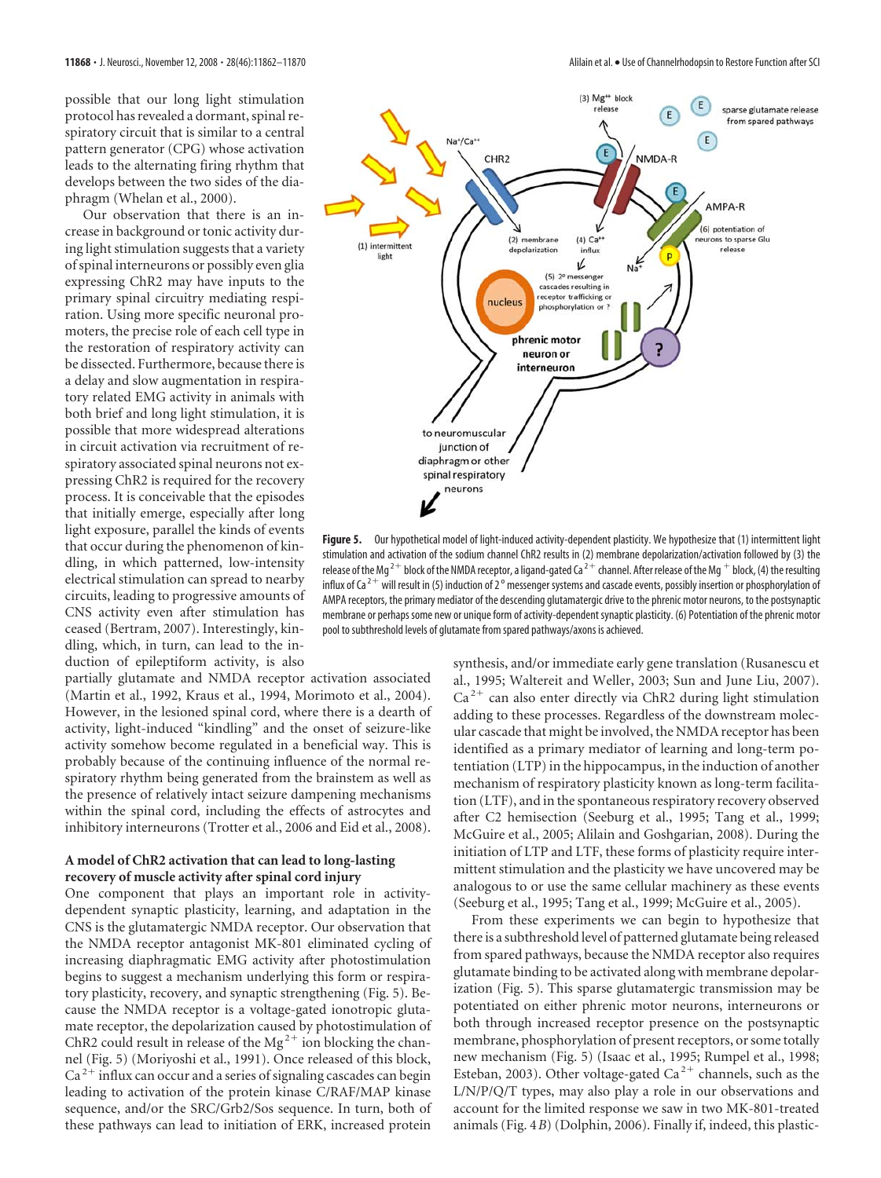possible that our long light stimulation protocol has revealed a dormant, spinal respiratory circuit that is similar to a central pattern generator (CPG) whose activation leads to the alternating firing rhythm that develops between the two sides of the diaphragm (Whelan et al., 2000).

Our observation that there is an increase in background or tonic activity during light stimulation suggests that a variety of spinal interneurons or possibly even glia expressing ChR2 may have inputs to the primary spinal circuitry mediating respiration. Using more specific neuronal promoters, the precise role of each cell type in the restoration of respiratory activity can be dissected. Furthermore, because there is a delay and slow augmentation in respiratory related EMG activity in animals with both brief and long light stimulation, it is possible that more widespread alterations in circuit activation via recruitment of respiratory associated spinal neurons not expressing ChR2 is required for the recovery process. It is conceivable that the episodes that initially emerge, especially after long light exposure, parallel the kinds of events that occur during the phenomenon of kindling, in which patterned, low-intensity electrical stimulation can spread to nearby circuits, leading to progressive amounts of CNS activity even after stimulation has ceased (Bertram, 2007). Interestingly, kindling, which, in turn, can lead to the induction of epileptiform activity, is also partially glutamate and NMDA receptor activation associated (Martin et al., 1992, Kraus et al., 1994, Morimoto et al., 2004). However, in the lesioned spinal cord, where there is a dearth of activity, light-induced "kindling" and the onset of seizure-like activity somehow become regulated in a beneficial way. This is probably because of the continuing influence of the normal respiratory rhythm being generated from the brainstem as well as the presence of relatively intact seizure dampening mechanisms within the spinal cord, including the effects of astrocytes and inhibitory interneurons (Trotter et al., 2006 and Eid et al., 2008).

**Figure 5.** Our hypothetical model of light-induced activity-dependent plasticity. We hypothesize that (1) intermittent light stimulation and activation of the sodium channel ChR2 results in (2) membrane depolarization/activation followed by (3) the release of the $Mg^{2+}$ block of the NMDA receptor, a ligand-gated $Ca^{2+}$ channel. After release of the $Mg^{+}$ block, (4) the resulting influx of $Ca^{2+}$ will result in (5) induction of 2° messenger systems and cascade events, possibly insertion or phosphorylation of AMPA receptors, the primary mediator of the descending glutamatergic drive to the phrenic motor neurons, to the postsynaptic membrane or perhaps some new or unique form of activity-dependent synaptic plasticity. (6) Potentiation of the phrenic motor pool to subthreshold levels of glutamate from spared pathways/axons is achieved.

### A model of ChR2 activation that can lead to long-lasting recovery of muscle activity after spinal cord injury

One component that plays an important role in activity-dependent synaptic plasticity, learning, and adaptation in the CNS is the glutamatergic NMDA receptor. Our observation that the NMDA receptor antagonist MK-801 eliminated cycling of increasing diaphragmatic EMG activity after photostimulation begins to suggest a mechanism underlying this form or respiratory plasticity, recovery, and synaptic strengthening (Fig. 5). Because the NMDA receptor is a voltage-gated ionotropic glutamate receptor, the depolarization caused by photostimulation of ChR2 could result in release of the $Mg^{2+}$ ion blocking the channel (Fig. 5) (Moriyoshi et al., 1991). Once released of this block, $Ca^{2+}$ influx can occur and a series of signaling cascades can begin leading to activation of the protein kinase C/RAF/MAP kinase sequence, and/or the SRC/Grb2/Sos sequence. In turn, both of these pathways can lead to initiation of ERK, increased protein synthesis, and/or immediate early gene translation (Rusanescu et al., 1995; Waltereit and Weller, 2003; Sun and June Liu, 2007). $Ca^{2+}$ can also enter directly via ChR2 during light stimulation adding to these processes. Regardless of the downstream molecular cascade that might be involved, the NMDA receptor has been identified as a primary mediator of learning and long-term potentiation (LTP) in the hippocampus, in the induction of another mechanism of respiratory plasticity known as long-term facilitation (LTF), and in the spontaneous respiratory recovery observed after C2 hemisection (Seeburg et al., 1995; Tang et al., 1999; McGuire et al., 2005; Alilain and Goshgarian, 2008). During the initiation of LTP and LTF, these forms of plasticity require intermittent stimulation and the plasticity we have uncovered may be analogous to or use the same cellular machinery as these events (Seeburg et al., 1995; Tang et al., 1999; McGuire et al., 2005).

From these experiments we can begin to hypothesize that there is a subthreshold level of patterned glutamate being released from spared pathways, because the NMDA receptor also requires glutamate binding to be activated along with membrane depolarization (Fig. 5). This sparse glutamatergic transmission may be potentiated on either phrenic motor neurons, interneurons or both through increased receptor presence on the postsynaptic membrane, phosphorylation of present receptors, or some totally new mechanism (Fig. 5) (Isaac et al., 1995; Rumpel et al., 1998; Esteban, 2003). Other voltage-gated $Ca^{2+}$ channels, such as the L/N/P/Q/T types, may also play a role in our observations and account for the limited response we saw in two MK-801-treated animals (Fig. 4*B*) (Dolphin, 2006). Finally if, indeed, this plastic-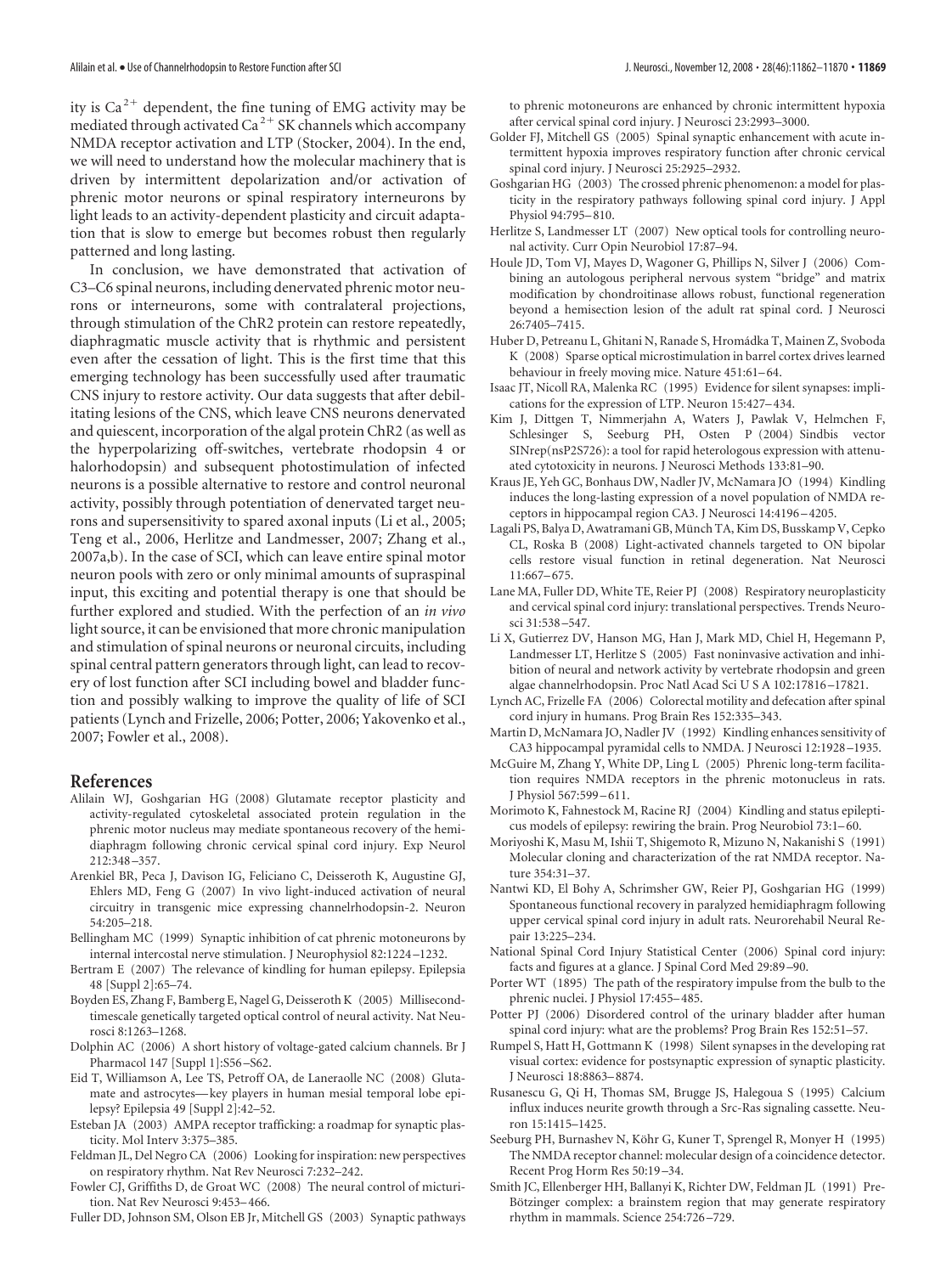ity is $Ca^{2+}$ dependent, the fine tuning of EMG activity may be mediated through activated $Ca^{2+}$ SK channels which accompany NMDA receptor activation and LTP (Stocker, 2004). In the end, we will need to understand how the molecular machinery that is driven by intermittent depolarization and/or activation of phrenic motor neurons or spinal respiratory interneurons by light leads to an activity-dependent plasticity and circuit adaptation that is slow to emerge but becomes robust then regularly patterned and long lasting.

In conclusion, we have demonstrated that activation of C3–C6 spinal neurons, including denervated phrenic motor neurons or interneurons, some with contralateral projections, through stimulation of the ChR2 protein can restore repeatedly, diaphragmatic muscle activity that is rhythmic and persistent even after the cessation of light. This is the first time that this emerging technology has been successfully used after traumatic CNS injury to restore activity. Our data suggests that after debilitating lesions of the CNS, which leave CNS neurons denervated and quiescent, incorporation of the algal protein ChR2 (as well as the hyperpolarizing off-switches, vertebrate rhodopsin 4 or halorhodopsin) and subsequent photostimulation of infected neurons is a possible alternative to restore and control neuronal activity, possibly through potentiation of denervated target neurons and supersensitivity to spared axonal inputs (Li et al., 2005; Teng et al., 2006, Herlitze and Landmesser, 2007; Zhang et al., 2007a,b). In the case of SCI, which can leave entire spinal motor neuron pools with zero or only minimal amounts of supraspinal input, this exciting and potential therapy is one that should be further explored and studied. With the perfection of an *in vivo* light source, it can be envisioned that more chronic manipulation and stimulation of spinal neurons or neuronal circuits, including spinal central pattern generators through light, can lead to recovery of lost function after SCI including bowel and bladder function and possibly walking to improve the quality of life of SCI patients (Lynch and Frizelle, 2006; Potter, 2006; Yakovenko et al., 2007; Fowler et al., 2008).

## References

Alilain WJ, Goshgarian HG (2008) Glutamate receptor plasticity and activity-regulated cytoskeletal associated protein regulation in the phrenic motor nucleus may mediate spontaneous recovery of the hemidiaphragm following chronic cervical spinal cord injury. Exp Neurol 212:348–357.

Arenkiel BR, Peca J, Davison IG, Feliciano C, Deisseroth K, Augustine GJ, Ehlers MD, Feng G (2007) In vivo light-induced activation of neural circuitry in transgenic mice expressing channelrhodopsin-2. Neuron 54:205–218.

Bellingham MC (1999) Synaptic inhibition of cat phrenic motoneurons by internal intercostal nerve stimulation. J Neurophysiol 82:1224–1232.

Bertram E (2007) The relevance of kindling for human epilepsy. Epilepsia 48 [Suppl 2]:65–74.

Boyden ES, Zhang F, Bamberg E, Nagel G, Deisseroth K (2005) Millisecond-timescale genetically targeted optical control of neural activity. Nat Neurosci 8:1263–1268.

Dolphin AC (2006) A short history of voltage-gated calcium channels. Br J Pharmacol 147 [Suppl 1]:S56–S62.

Eid T, Williamson A, Lee TS, Petroff OA, de Laneraolle NC (2008) Glutamate and astrocytes—key players in human mesial temporal lobe epilepsy? Epilepsia 49 [Suppl 2]:42–52.

Esteban JA (2003) AMPA receptor trafficking: a roadmap for synaptic plasticity. Mol Interv 3:375–385.

Feldman JL, Del Negro CA (2006) Looking for inspiration: new perspectives on respiratory rhythm. Nat Rev Neurosci 7:232–242.

Fowler CJ, Griffiths D, de Groat WC (2008) The neural control of micturition. Nat Rev Neurosci 9:453–466.

Fuller DD, Johnson SM, Olson EB Jr, Mitchell GS (2003) Synaptic pathways to phrenic motoneurons are enhanced by chronic intermittent hypoxia after cervical spinal cord injury. J Neurosci 23:2993–3000.

Golder FJ, Mitchell GS (2005) Spinal synaptic enhancement with acute intermittent hypoxia improves respiratory function after chronic cervical spinal cord injury. J Neurosci 25:2925–2932.

Goshgarian HG (2003) The crossed phrenic phenomenon: a model for plasticity in the respiratory pathways following spinal cord injury. J Appl Physiol 94:795–810.

Herlitze S, Landmesser LT (2007) New optical tools for controlling neuronal activity. Curr Opin Neurobiol 17:87–94.

Houle JD, Tom VJ, Mayes D, Wagoner G, Phillips N, Silver J (2006) Combining an autologous peripheral nervous system "bridge" and matrix modification by chondroitinase allows robust, functional regeneration beyond a hemisection lesion of the adult rat spinal cord. J Neurosci 26:7405–7415.

Huber D, Petreanu L, Ghitani N, Ranade S, Hromádka T, Mainen Z, Svoboda K (2008) Sparse optical microstimulation in barrel cortex drives learned behaviour in freely moving mice. Nature 451:61–64.

Isaac JT, Nicoll RA, Malenka RC (1995) Evidence for silent synapses: implications for the expression of LTP. Neuron 15:427–434.

Kim J, Dittgen T, Nimmerjahn A, Waters J, Pawlak V, Helmchen F, Schlesinger S, Seeburg PH, Osten P (2004) Sindbis vector SINrep(nsP2S726): a tool for rapid heterologous expression with attenuated cytotoxicity in neurons. J Neurosci Methods 133:81–90.

Kraus JE, Yeh GC, Bonhaus DW, Nadler JV, McNamara JO (1994) Kindling induces the long-lasting expression of a novel population of NMDA receptors in hippocampal region CA3. J Neurosci 14:4196–4205.

Lagali PS, Balya D, Awatramani GB, Münch TA, Kim DS, Busskamp V, Cepko CL, Roska B (2008) Light-activated channels targeted to ON bipolar cells restore visual function in retinal degeneration. Nat Neurosci 11:667–675.

Lane MA, Fuller DD, White TE, Reier PJ (2008) Respiratory neuroplasticity and cervical spinal cord injury: translational perspectives. Trends Neurosci 31:538–547.

Li X, Gutierrez DV, Hanson MG, Han J, Mark MD, Chiel H, Hegemann P, Landmesser LT, Herlitze S (2005) Fast noninvasive activation and inhibition of neural and network activity by vertebrate rhodopsin and green algae channelrhodopsin. Proc Natl Acad Sci U S A 102:17816–17821.

Lynch AC, Frizelle FA (2006) Colorectal motility and defecation after spinal cord injury in humans. Prog Brain Res 152:335–343.

Martin D, McNamara JO, Nadler JV (1992) Kindling enhances sensitivity of CA3 hippocampal pyramidal cells to NMDA. J Neurosci 12:1928–1935.

McGuire M, Zhang Y, White DP, Ling L (2005) Phrenic long-term facilitation requires NMDA receptors in the phrenic motonucleus in rats. J Physiol 567:599–611.

Morimoto K, Fahnestock M, Racine RJ (2004) Kindling and status epilepticus models of epilepsy: rewiring the brain. Prog Neurobiol 73:1–60.

Moriyoshi K, Masu M, Ishii T, Shigemoto R, Mizuno N, Nakanishi S (1991) Molecular cloning and characterization of the rat NMDA receptor. Nature 354:31–37.

Nantwi KD, El Bohy A, Schrimsher GW, Reier PJ, Goshgarian HG (1999) Spontaneous functional recovery in paralyzed hemidiaphragm following upper cervical spinal cord injury in adult rats. Neurorehabil Neural Repair 13:225–234.

National Spinal Cord Injury Statistical Center (2006) Spinal cord injury: facts and figures at a glance. J Spinal Cord Med 29:89–90.

Porter WT (1895) The path of the respiratory impulse from the bulb to the phrenic nuclei. J Physiol 17:455–485.

Potter PJ (2006) Disordered control of the urinary bladder after human spinal cord injury: what are the problems? Prog Brain Res 152:51–57.

Rumpel S, Hatt H, Gottmann K (1998) Silent synapses in the developing rat visual cortex: evidence for postsynaptic expression of synaptic plasticity. J Neurosci 18:8863–8874.

Rusanescu G, Qi H, Thomas SM, Brugge JS, Halegoua S (1995) Calcium influx induces neurite growth through a Src-Ras signaling cassette. Neuron 15:1415–1425.

Seeburg PH, Burnashev N, Köhr G, Kuner T, Sprengel R, Monyer H (1995) The NMDA receptor channel: molecular design of a coincidence detector. Recent Prog Horm Res 50:19–34.

Smith JC, Ellenberger HH, Ballanyi K, Richter DW, Feldman JL (1991) Pre-Bötzinger complex: a brainstem region that may generate respiratory rhythm in mammals. Science 254:726–729.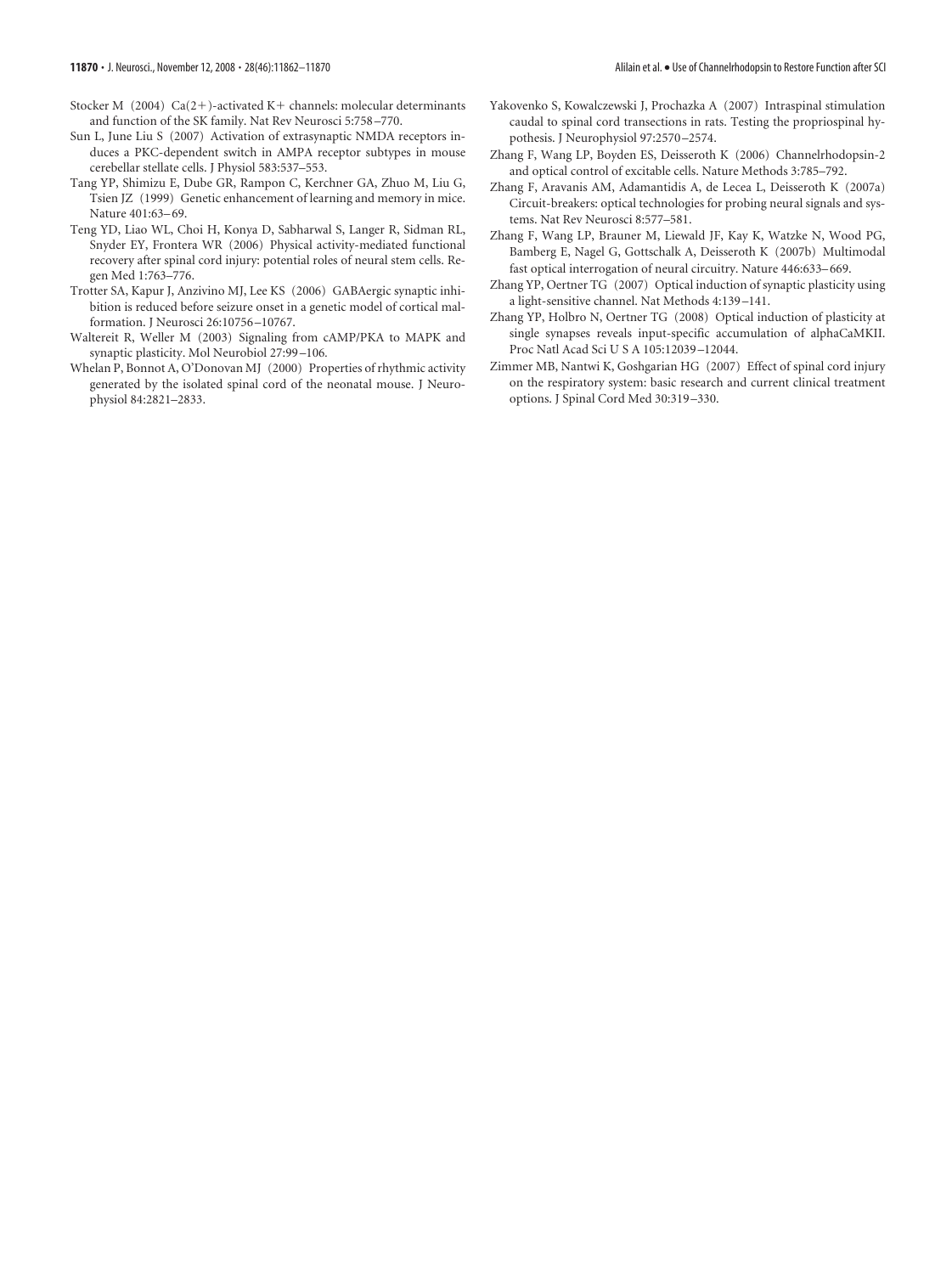Stocker M (2004) Ca(2+)-activated K+ channels: molecular determinants and function of the SK family. Nat Rev Neurosci 5:758–770.

Sun L, June Liu S (2007) Activation of extrasynaptic NMDA receptors induces a PKC-dependent switch in AMPA receptor subtypes in mouse cerebellar stellate cells. J Physiol 583:537–553.

Tang YP, Shimizu E, Dube GR, Rampon C, Kerchner GA, Zhuo M, Liu G, Tsien JZ (1999) Genetic enhancement of learning and memory in mice. Nature 401:63–69.

Teng YD, Liao WL, Choi H, Konya D, Sabharwal S, Langer R, Sidman RL, Snyder EY, Frontera WR (2006) Physical activity-mediated functional recovery after spinal cord injury: potential roles of neural stem cells. Regen Med 1:763–776.

Trotter SA, Kapur J, Anzivino MJ, Lee KS (2006) GABAergic synaptic inhibition is reduced before seizure onset in a genetic model of cortical malformation. J Neurosci 26:10756–10767.

Waltereit R, Weller M (2003) Signaling from cAMP/PKA to MAPK and synaptic plasticity. Mol Neurobiol 27:99–106.

Whelan P, Bonnot A, O'Donovan MJ (2000) Properties of rhythmic activity generated by the isolated spinal cord of the neonatal mouse. J Neurophysiol 84:2821–2833.

Yakovenko S, Kowalczewski J, Prochazka A (2007) Intraspinal stimulation caudal to spinal cord transections in rats. Testing the propriospinal hypothesis. J Neurophysiol 97:2570–2574.

Zhang F, Wang LP, Boyden ES, Deisseroth K (2006) Channelrhodopsin-2 and optical control of excitable cells. Nature Methods 3:785–792.

Zhang F, Aravanis AM, Adamantidis A, de Lecea L, Deisseroth K (2007a) Circuit-breakers: optical technologies for probing neural signals and systems. Nat Rev Neurosci 8:577–581.

Zhang F, Wang LP, Brauner M, Liewald JF, Kay K, Watzke N, Wood PG, Bamberg E, Nagel G, Gottschalk A, Deisseroth K (2007b) Multimodal fast optical interrogation of neural circuitry. Nature 446:633–669.

Zhang YP, Oertner TG (2007) Optical induction of synaptic plasticity using a light-sensitive channel. Nat Methods 4:139–141.

Zhang YP, Holbro N, Oertner TG (2008) Optical induction of plasticity at single synapses reveals input-specific accumulation of alphaCaMKII. Proc Natl Acad Sci U S A 105:12039–12044.

Zimmer MB, Nantwi K, Goshgarian HG (2007) Effect of spinal cord injury on the respiratory system: basic research and current clinical treatment options. J Spinal Cord Med 30:319–330.